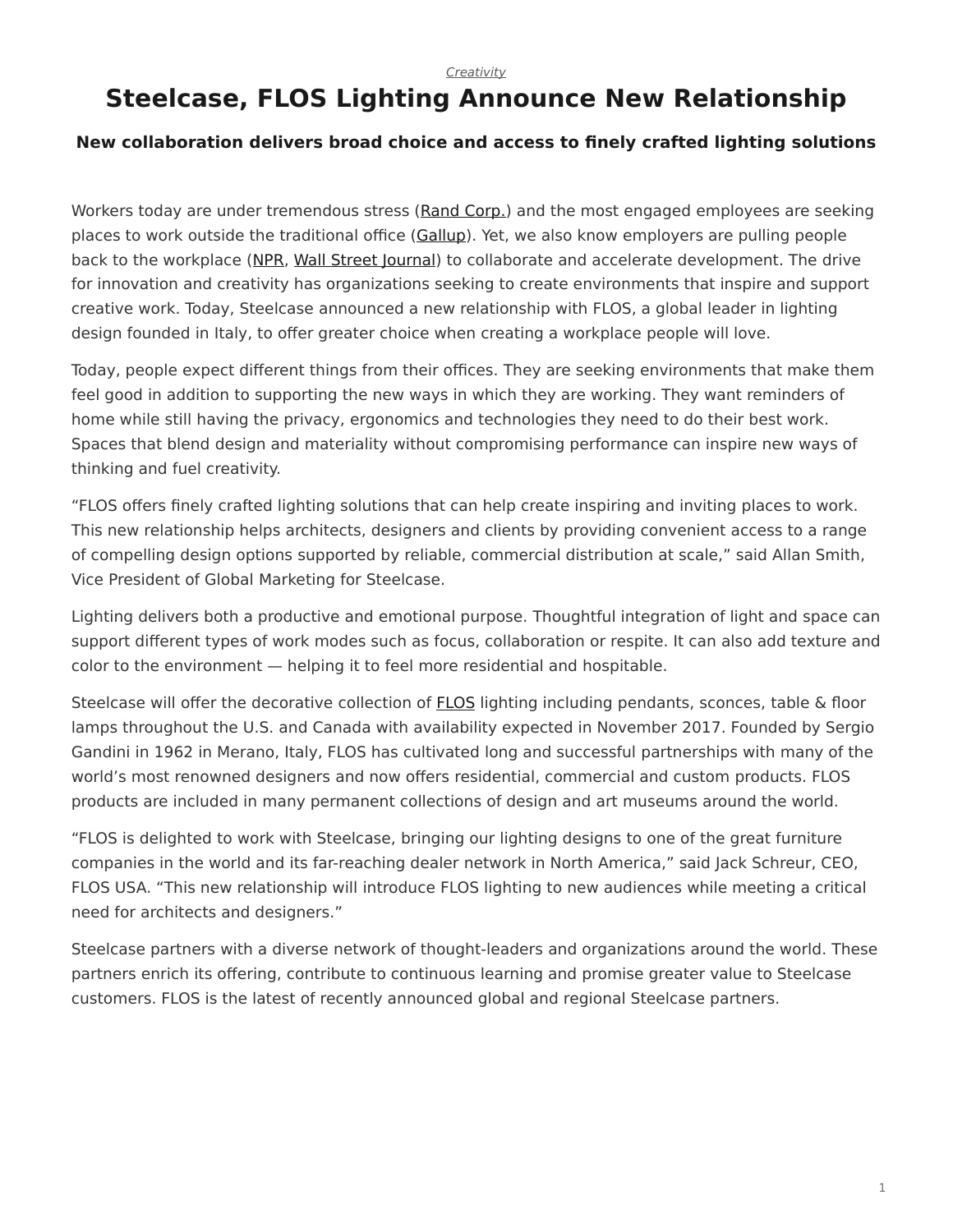*Creativity*

# Steelcase, FLOS Lighting Announce New Relationship

### New collaboration delivers broad choice and access to finely crafted lighting solutions

Workers today are under tremendous stress (Rand Corp.) and the most engaged employees are seeking places to work outside the traditional office (Gallup). Yet, we also know employers are pulling people back to the workplace (NPR, Wall Street Journal) to collaborate and accelerate development. The drive for innovation and creativity has organizations seeking to create environments that inspire and support creative work. Today, Steelcase announced a new relationship with FLOS, a global leader in lighting design founded in Italy, to offer greater choice when creating a workplace people will love.

Today, people expect different things from their offices. They are seeking environments that make them feel good in addition to supporting the new ways in which they are working. They want reminders of home while still having the privacy, ergonomics and technologies they need to do their best work. Spaces that blend design and materiality without compromising performance can inspire new ways of thinking and fuel creativity.

“FLOS offers finely crafted lighting solutions that can help create inspiring and inviting places to work. This new relationship helps architects, designers and clients by providing convenient access to a range of compelling design options supported by reliable, commercial distribution at scale,” said Allan Smith, Vice President of Global Marketing for Steelcase.

Lighting delivers both a productive and emotional purpose. Thoughtful integration of light and space can support different types of work modes such as focus, collaboration or respite. It can also add texture and color to the environment — helping it to feel more residential and hospitable.

Steelcase will offer the decorative collection of FLOS lighting including pendants, sconces, table & floor lamps throughout the U.S. and Canada with availability expected in November 2017. Founded by Sergio Gandini in 1962 in Merano, Italy, FLOS has cultivated long and successful partnerships with many of the world’s most renowned designers and now offers residential, commercial and custom products. FLOS products are included in many permanent collections of design and art museums around the world.

“FLOS is delighted to work with Steelcase, bringing our lighting designs to one of the great furniture companies in the world and its far-reaching dealer network in North America,” said Jack Schreur, CEO, FLOS USA. “This new relationship will introduce FLOS lighting to new audiences while meeting a critical need for architects and designers.”

Steelcase partners with a diverse network of thought-leaders and organizations around the world. These partners enrich its offering, contribute to continuous learning and promise greater value to Steelcase customers. FLOS is the latest of recently announced global and regional Steelcase partners.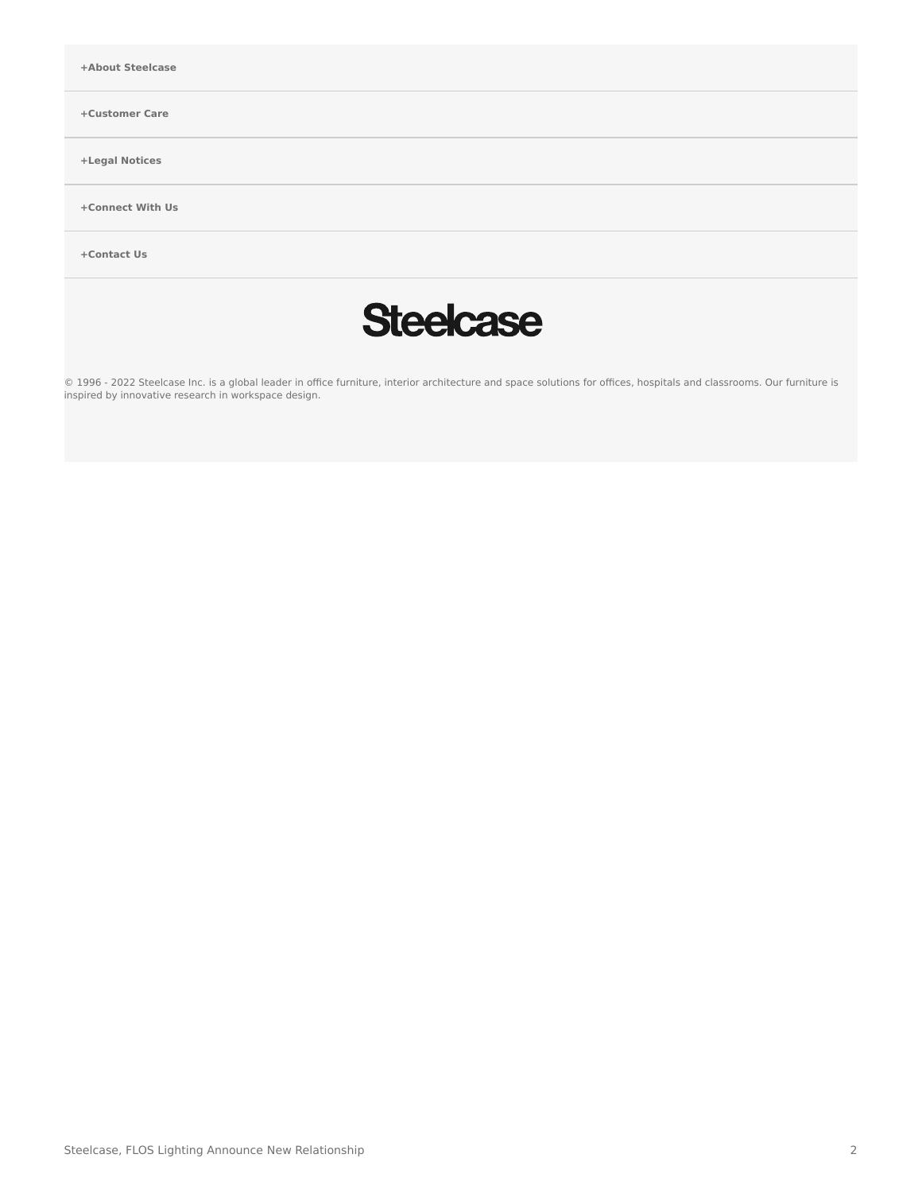**+About Steelcase**

**+Customer Care**

**+Legal Notices**

**+Connect With Us**

**+Contact Us**

Steelcase

© 1996 - 2022 Steelcase Inc. is a global leader in office furniture, interior architecture and space solutions for offices, hospitals and classrooms. Our furniture is inspired by innovative research in workspace design.